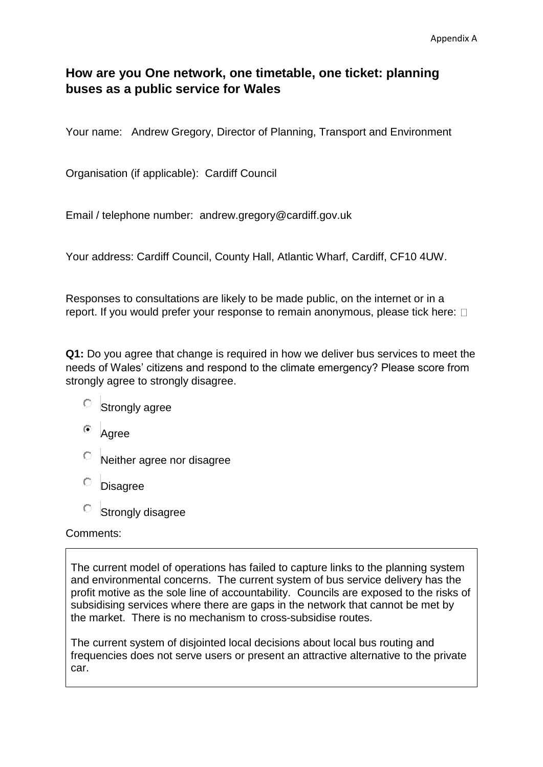Appendix A

## How are you One network, one timetable, one ticket: planning buses as a public service for Wales

Your name: Andrew Gregory, Director of Planning, Transport and Environment

Organisation (if applicable): Cardiff Council

Email / telephone number: andrew.gregory@cardiff.gov.uk

Your address: Cardiff Council, County Hall, Atlantic Wharf, Cardiff, CF10 4UW.

Responses to consultations are likely to be made public, on the internet or in a report. If you would prefer your response to remain anonymous, please tick here: ☐

**Q1:** Do you agree that change is required in how we deliver bus services to meet the needs of Wales' citizens and respond to the climate emergency? Please score from strongly agree to strongly disagree.

- ○ Strongly agree
- ◉ Agree
- ○ Neither agree nor disagree
- ○ Disagree
- ○ Strongly disagree

Comments:

The current model of operations has failed to capture links to the planning system and environmental concerns. The current system of bus service delivery has the profit motive as the sole line of accountability. Councils are exposed to the risks of subsidising services where there are gaps in the network that cannot be met by the market. There is no mechanism to cross-subsidise routes.

The current system of disjointed local decisions about local bus routing and frequencies does not serve users or present an attractive alternative to the private car.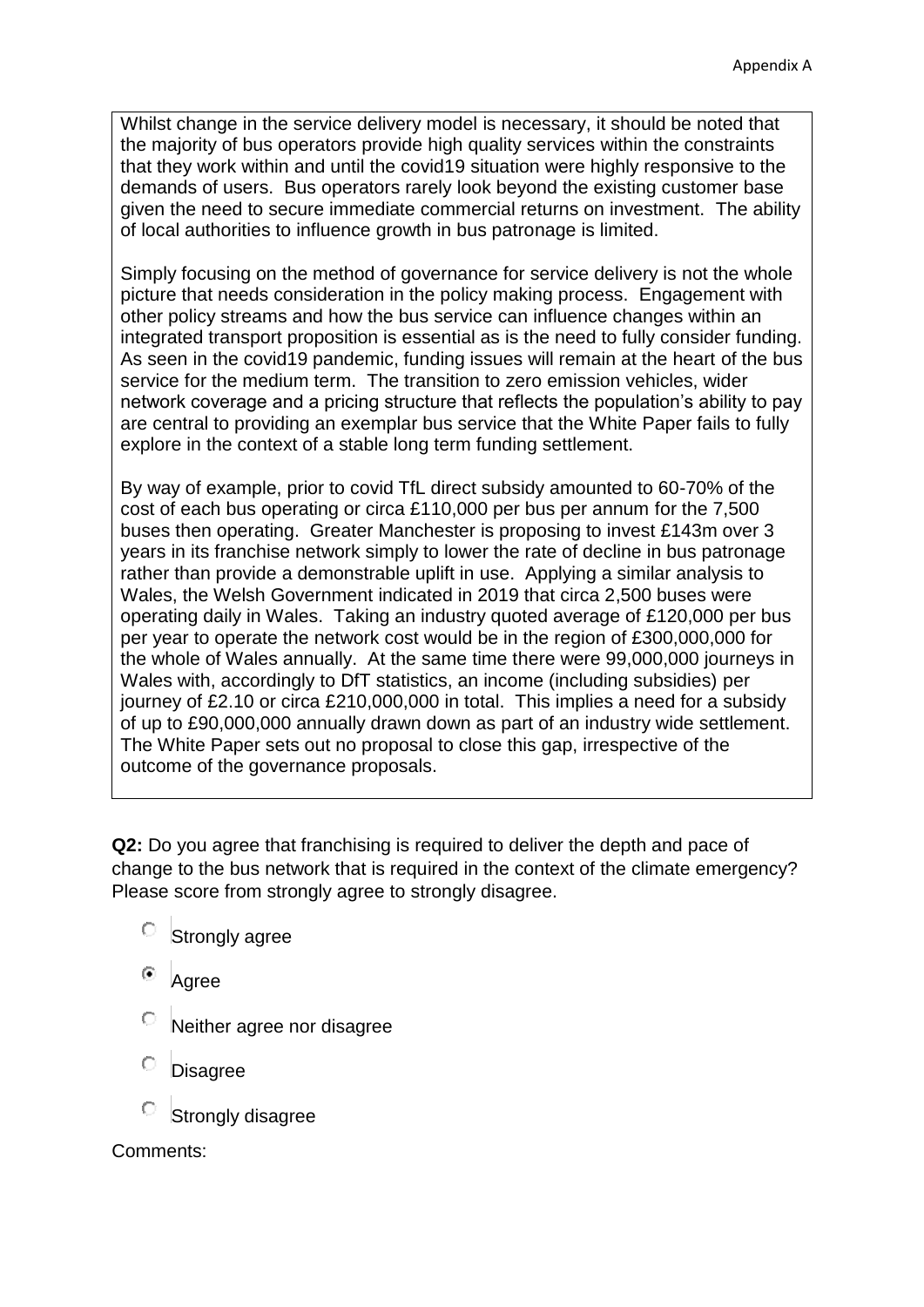Whilst change in the service delivery model is necessary, it should be noted that the majority of bus operators provide high quality services within the constraints that they work within and until the covid19 situation were highly responsive to the demands of users. Bus operators rarely look beyond the existing customer base given the need to secure immediate commercial returns on investment. The ability of local authorities to influence growth in bus patronage is limited.

Simply focusing on the method of governance for service delivery is not the whole picture that needs consideration in the policy making process. Engagement with other policy streams and how the bus service can influence changes within an integrated transport proposition is essential as is the need to fully consider funding. As seen in the covid19 pandemic, funding issues will remain at the heart of the bus service for the medium term. The transition to zero emission vehicles, wider network coverage and a pricing structure that reflects the population's ability to pay are central to providing an exemplar bus service that the White Paper fails to fully explore in the context of a stable long term funding settlement.

By way of example, prior to covid TfL direct subsidy amounted to 60-70% of the cost of each bus operating or circa £110,000 per bus per annum for the 7,500 buses then operating. Greater Manchester is proposing to invest £143m over 3 years in its franchise network simply to lower the rate of decline in bus patronage rather than provide a demonstrable uplift in use. Applying a similar analysis to Wales, the Welsh Government indicated in 2019 that circa 2,500 buses were operating daily in Wales. Taking an industry quoted average of £120,000 per bus per year to operate the network cost would be in the region of £300,000,000 for the whole of Wales annually. At the same time there were 99,000,000 journeys in Wales with, accordingly to DfT statistics, an income (including subsidies) per journey of £2.10 or circa £210,000,000 in total. This implies a need for a subsidy of up to £90,000,000 annually drawn down as part of an industry wide settlement. The White Paper sets out no proposal to close this gap, irrespective of the outcome of the governance proposals.

**Q2:** Do you agree that franchising is required to deliver the depth and pace of change to the bus network that is required in the context of the climate emergency? Please score from strongly agree to strongly disagree.

- ○ Strongly agree
- ◉ Agree
- ○ Neither agree nor disagree
- ○ Disagree
- ○ Strongly disagree

Comments: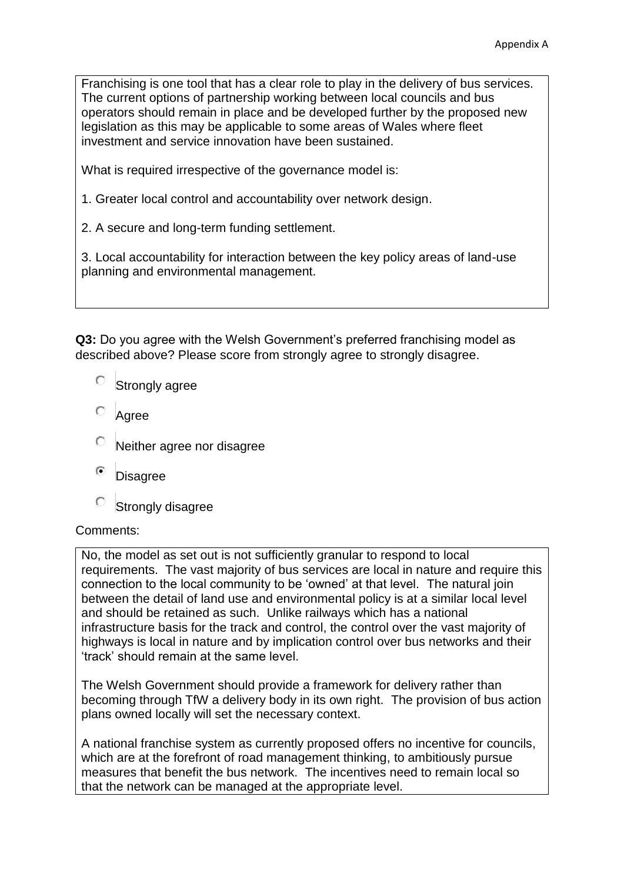Franchising is one tool that has a clear role to play in the delivery of bus services. The current options of partnership working between local councils and bus operators should remain in place and be developed further by the proposed new legislation as this may be applicable to some areas of Wales where fleet investment and service innovation have been sustained.

What is required irrespective of the governance model is:

1. Greater local control and accountability over network design.

2. A secure and long-term funding settlement.

3. Local accountability for interaction between the key policy areas of land-use planning and environmental management.

**Q3:** Do you agree with the Welsh Government's preferred franchising model as described above? Please score from strongly agree to strongly disagree.

- ○ Strongly agree
- ○ Agree
- ○ Neither agree nor disagree
- ◉ Disagree
- ○ Strongly disagree

Comments:

No, the model as set out is not sufficiently granular to respond to local requirements. The vast majority of bus services are local in nature and require this connection to the local community to be 'owned' at that level. The natural join between the detail of land use and environmental policy is at a similar local level and should be retained as such. Unlike railways which has a national infrastructure basis for the track and control, the control over the vast majority of highways is local in nature and by implication control over bus networks and their 'track' should remain at the same level.

The Welsh Government should provide a framework for delivery rather than becoming through TfW a delivery body in its own right. The provision of bus action plans owned locally will set the necessary context.

A national franchise system as currently proposed offers no incentive for councils, which are at the forefront of road management thinking, to ambitiously pursue measures that benefit the bus network. The incentives need to remain local so that the network can be managed at the appropriate level.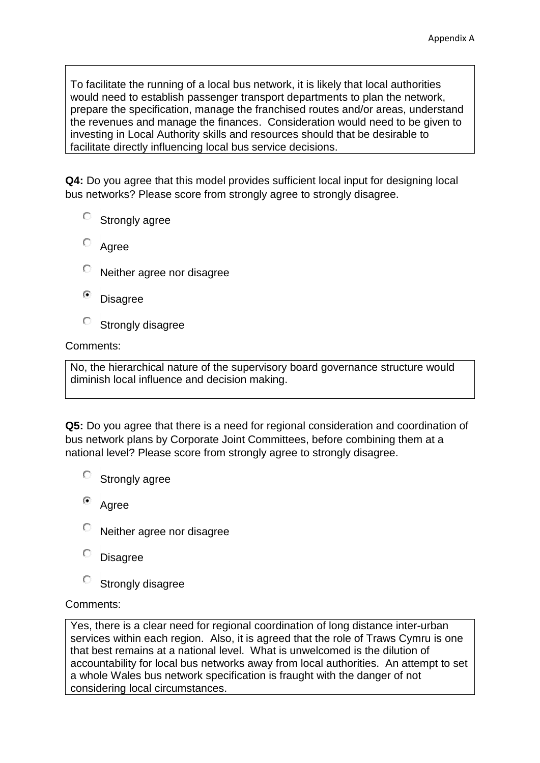To facilitate the running of a local bus network, it is likely that local authorities would need to establish passenger transport departments to plan the network, prepare the specification, manage the franchised routes and/or areas, understand the revenues and manage the finances. Consideration would need to be given to investing in Local Authority skills and resources should that be desirable to facilitate directly influencing local bus service decisions.

**Q4:** Do you agree that this model provides sufficient local input for designing local bus networks? Please score from strongly agree to strongly disagree.

- ○ Strongly agree
- ○ Agree
- ○ Neither agree nor disagree
- ◉ Disagree
- ○ Strongly disagree

Comments:

No, the hierarchical nature of the supervisory board governance structure would diminish local influence and decision making.

**Q5:** Do you agree that there is a need for regional consideration and coordination of bus network plans by Corporate Joint Committees, before combining them at a national level? Please score from strongly agree to strongly disagree.

- ○ Strongly agree
- ◉ Agree
- ○ Neither agree nor disagree
- ○ Disagree
- ○ Strongly disagree

Comments:

Yes, there is a clear need for regional coordination of long distance inter-urban services within each region. Also, it is agreed that the role of Traws Cymru is one that best remains at a national level. What is unwelcomed is the dilution of accountability for local bus networks away from local authorities. An attempt to set a whole Wales bus network specification is fraught with the danger of not considering local circumstances.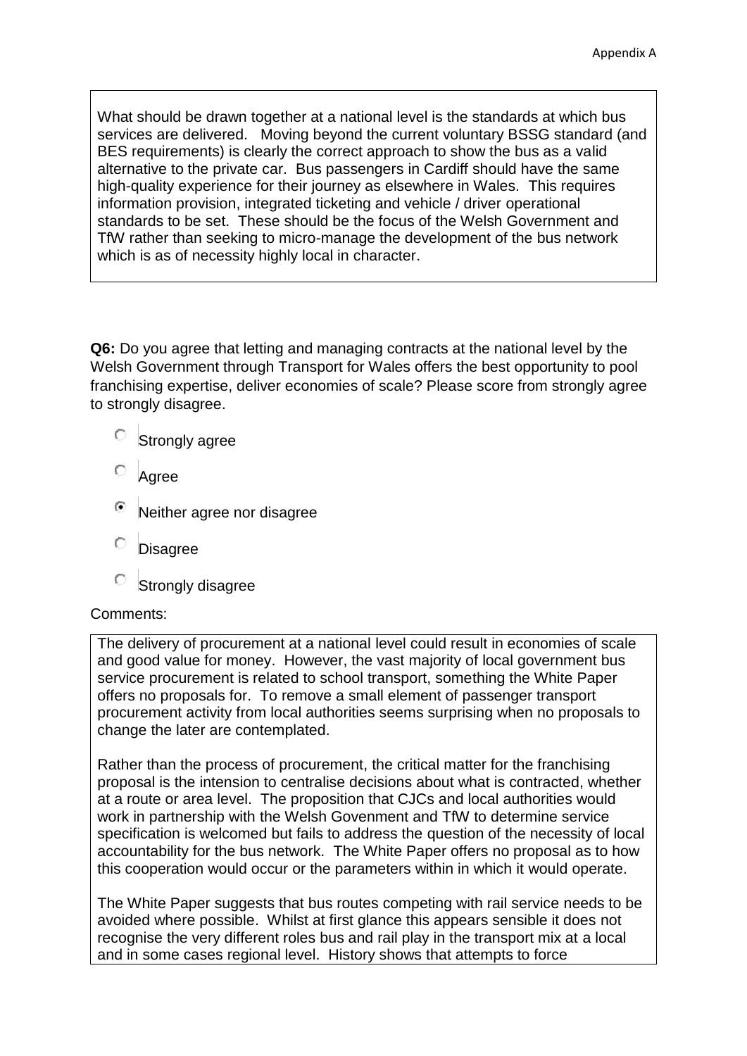What should be drawn together at a national level is the standards at which bus services are delivered. Moving beyond the current voluntary BSSG standard (and BES requirements) is clearly the correct approach to show the bus as a valid alternative to the private car. Bus passengers in Cardiff should have the same high-quality experience for their journey as elsewhere in Wales. This requires information provision, integrated ticketing and vehicle / driver operational standards to be set. These should be the focus of the Welsh Government and TfW rather than seeking to micro-manage the development of the bus network which is as of necessity highly local in character.

**Q6:** Do you agree that letting and managing contracts at the national level by the Welsh Government through Transport for Wales offers the best opportunity to pool franchising expertise, deliver economies of scale? Please score from strongly agree to strongly disagree.

- ○ Strongly agree
- ○ Agree
- ● Neither agree nor disagree
- ○ Disagree
- ○ Strongly disagree

Comments:

The delivery of procurement at a national level could result in economies of scale and good value for money. However, the vast majority of local government bus service procurement is related to school transport, something the White Paper offers no proposals for. To remove a small element of passenger transport procurement activity from local authorities seems surprising when no proposals to change the later are contemplated.

Rather than the process of procurement, the critical matter for the franchising proposal is the intension to centralise decisions about what is contracted, whether at a route or area level. The proposition that CJCs and local authorities would work in partnership with the Welsh Govenment and TfW to determine service specification is welcomed but fails to address the question of the necessity of local accountability for the bus network. The White Paper offers no proposal as to how this cooperation would occur or the parameters within in which it would operate.

The White Paper suggests that bus routes competing with rail service needs to be avoided where possible. Whilst at first glance this appears sensible it does not recognise the very different roles bus and rail play in the transport mix at a local and in some cases regional level. History shows that attempts to force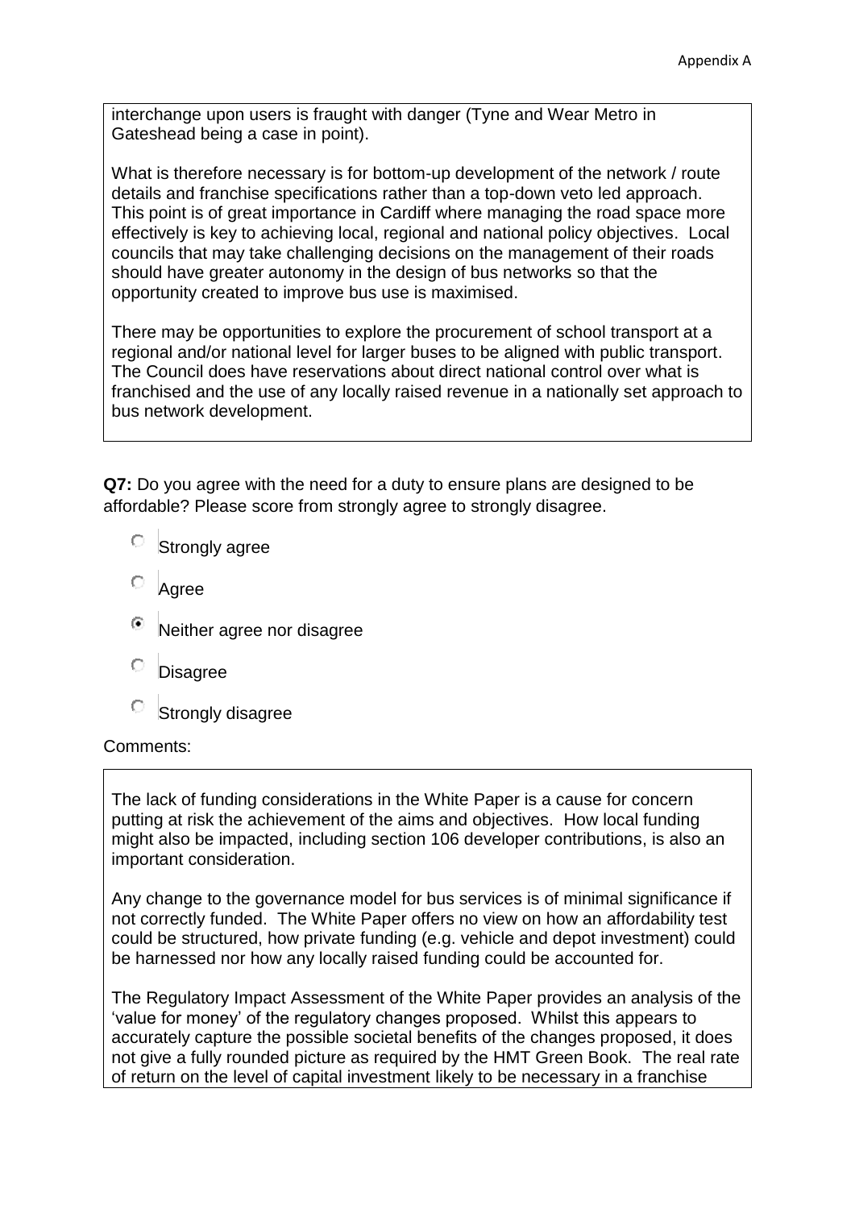interchange upon users is fraught with danger (Tyne and Wear Metro in Gateshead being a case in point).

What is therefore necessary is for bottom-up development of the network / route details and franchise specifications rather than a top-down veto led approach. This point is of great importance in Cardiff where managing the road space more effectively is key to achieving local, regional and national policy objectives. Local councils that may take challenging decisions on the management of their roads should have greater autonomy in the design of bus networks so that the opportunity created to improve bus use is maximised.

There may be opportunities to explore the procurement of school transport at a regional and/or national level for larger buses to be aligned with public transport. The Council does have reservations about direct national control over what is franchised and the use of any locally raised revenue in a nationally set approach to bus network development.

**Q7:** Do you agree with the need for a duty to ensure plans are designed to be affordable? Please score from strongly agree to strongly disagree.

- ○ Strongly agree
- ○ Agree
- ◉ Neither agree nor disagree
- ○ Disagree
- ○ Strongly disagree

Comments:

The lack of funding considerations in the White Paper is a cause for concern putting at risk the achievement of the aims and objectives. How local funding might also be impacted, including section 106 developer contributions, is also an important consideration.

Any change to the governance model for bus services is of minimal significance if not correctly funded. The White Paper offers no view on how an affordability test could be structured, how private funding (e.g. vehicle and depot investment) could be harnessed nor how any locally raised funding could be accounted for.

The Regulatory Impact Assessment of the White Paper provides an analysis of the 'value for money' of the regulatory changes proposed. Whilst this appears to accurately capture the possible societal benefits of the changes proposed, it does not give a fully rounded picture as required by the HMT Green Book. The real rate of return on the level of capital investment likely to be necessary in a franchise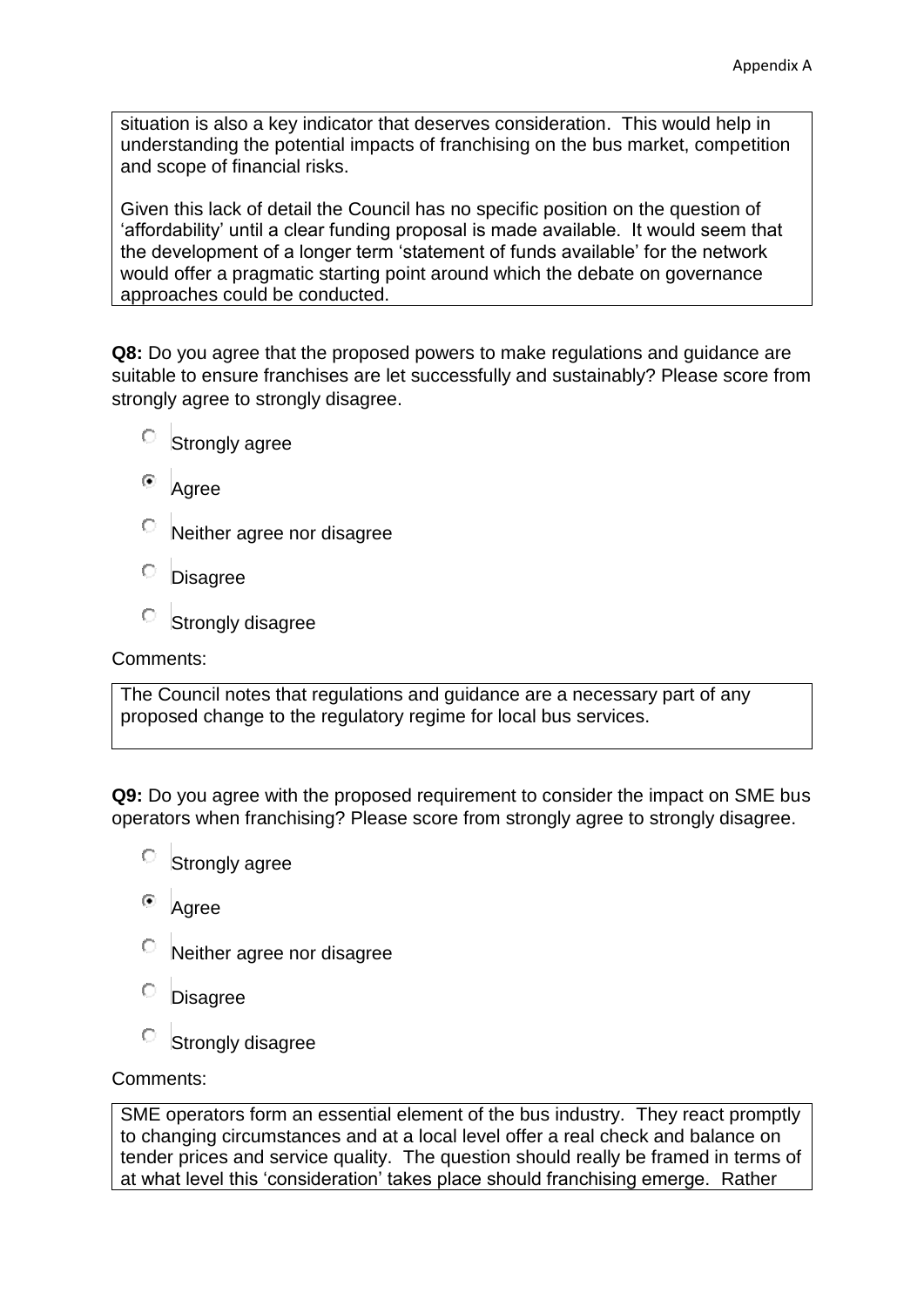situation is also a key indicator that deserves consideration. This would help in understanding the potential impacts of franchising on the bus market, competition and scope of financial risks.

Given this lack of detail the Council has no specific position on the question of 'affordability' until a clear funding proposal is made available. It would seem that the development of a longer term 'statement of funds available' for the network would offer a pragmatic starting point around which the debate on governance approaches could be conducted.

**Q8:** Do you agree that the proposed powers to make regulations and guidance are suitable to ensure franchises are let successfully and sustainably? Please score from strongly agree to strongly disagree.

- ○ Strongly agree
- ◉ Agree
- ○ Neither agree nor disagree
- ○ Disagree
- ○ Strongly disagree

Comments:

The Council notes that regulations and guidance are a necessary part of any proposed change to the regulatory regime for local bus services.

**Q9:** Do you agree with the proposed requirement to consider the impact on SME bus operators when franchising? Please score from strongly agree to strongly disagree.

- ○ Strongly agree
- ◉ Agree
- ○ Neither agree nor disagree
- ○ Disagree
- ○ Strongly disagree

Comments:

SME operators form an essential element of the bus industry. They react promptly to changing circumstances and at a local level offer a real check and balance on tender prices and service quality. The question should really be framed in terms of at what level this 'consideration' takes place should franchising emerge. Rather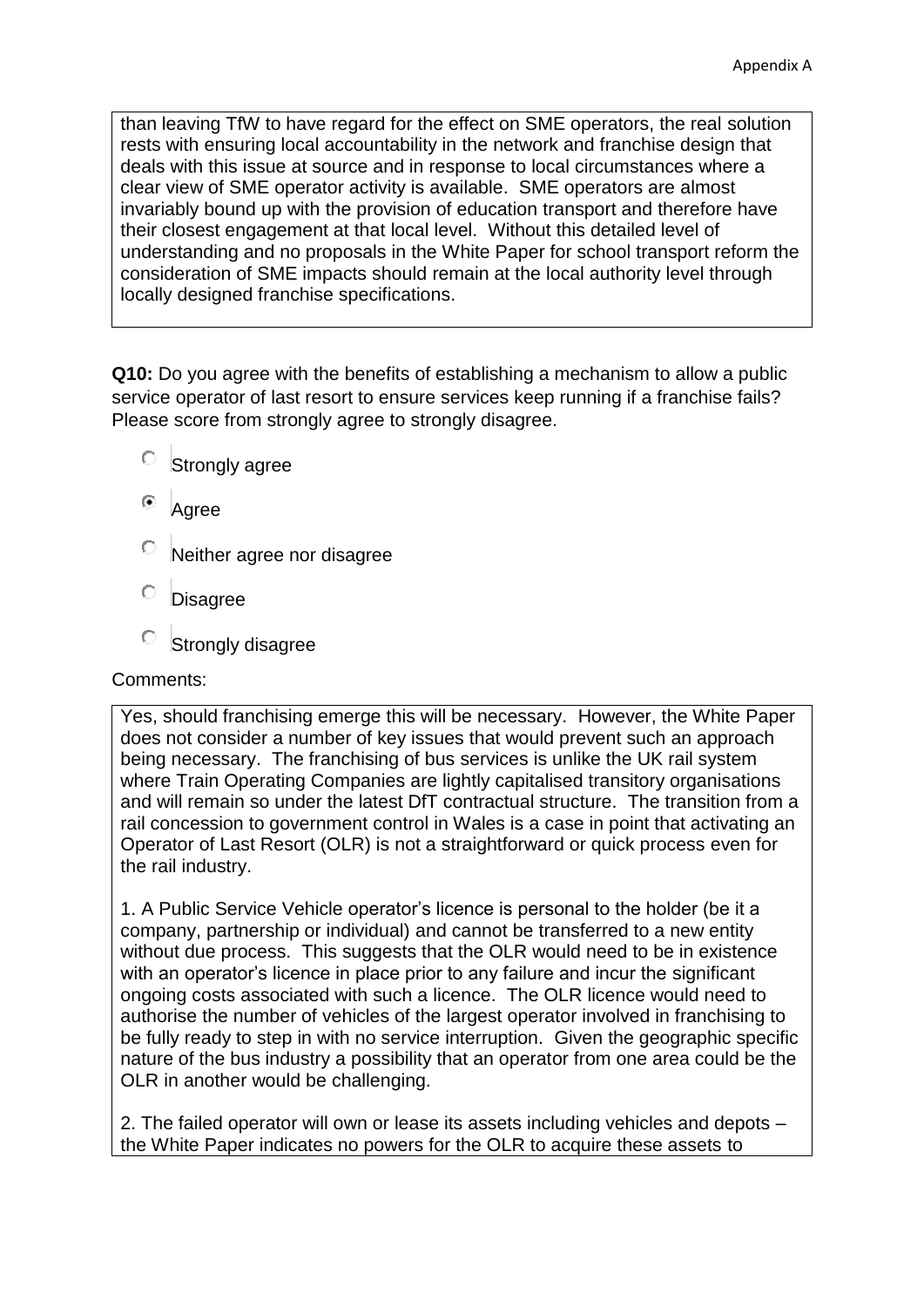than leaving TfW to have regard for the effect on SME operators, the real solution rests with ensuring local accountability in the network and franchise design that deals with this issue at source and in response to local circumstances where a clear view of SME operator activity is available. SME operators are almost invariably bound up with the provision of education transport and therefore have their closest engagement at that local level. Without this detailed level of understanding and no proposals in the White Paper for school transport reform the consideration of SME impacts should remain at the local authority level through locally designed franchise specifications.

**Q10:** Do you agree with the benefits of establishing a mechanism to allow a public service operator of last resort to ensure services keep running if a franchise fails? Please score from strongly agree to strongly disagree.

- ○ Strongly agree
- ● Agree
- ○ Neither agree nor disagree
- ○ Disagree
- ○ Strongly disagree

Comments:

Yes, should franchising emerge this will be necessary. However, the White Paper does not consider a number of key issues that would prevent such an approach being necessary. The franchising of bus services is unlike the UK rail system where Train Operating Companies are lightly capitalised transitory organisations and will remain so under the latest DfT contractual structure. The transition from a rail concession to government control in Wales is a case in point that activating an Operator of Last Resort (OLR) is not a straightforward or quick process even for the rail industry.

1. A Public Service Vehicle operator's licence is personal to the holder (be it a company, partnership or individual) and cannot be transferred to a new entity without due process. This suggests that the OLR would need to be in existence with an operator's licence in place prior to any failure and incur the significant ongoing costs associated with such a licence. The OLR licence would need to authorise the number of vehicles of the largest operator involved in franchising to be fully ready to step in with no service interruption. Given the geographic specific nature of the bus industry a possibility that an operator from one area could be the OLR in another would be challenging.

2. The failed operator will own or lease its assets including vehicles and depots – the White Paper indicates no powers for the OLR to acquire these assets to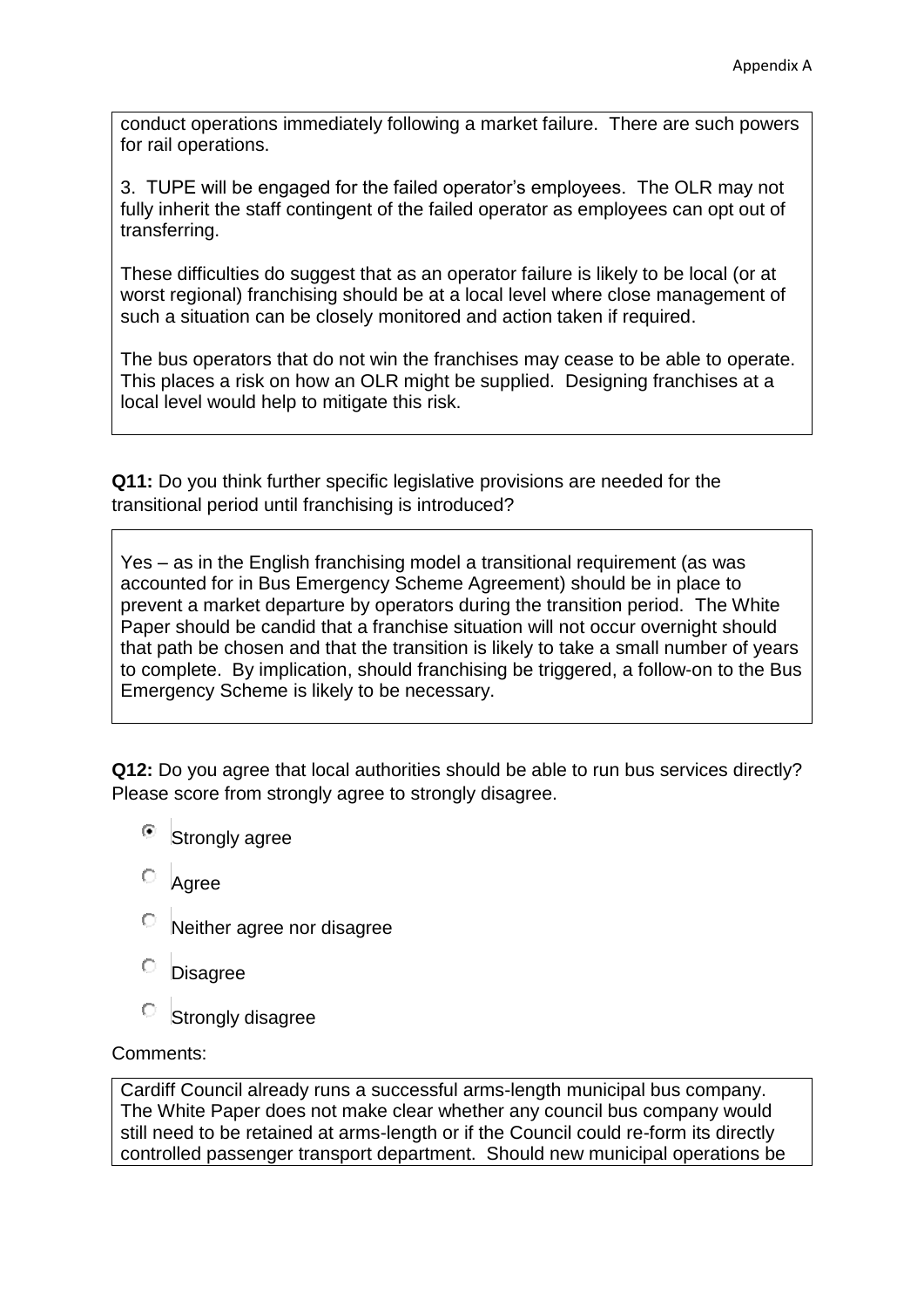conduct operations immediately following a market failure. There are such powers for rail operations.

3. TUPE will be engaged for the failed operator's employees. The OLR may not fully inherit the staff contingent of the failed operator as employees can opt out of transferring.

These difficulties do suggest that as an operator failure is likely to be local (or at worst regional) franchising should be at a local level where close management of such a situation can be closely monitored and action taken if required.

The bus operators that do not win the franchises may cease to be able to operate. This places a risk on how an OLR might be supplied. Designing franchises at a local level would help to mitigate this risk.

**Q11:** Do you think further specific legislative provisions are needed for the transitional period until franchising is introduced?

Yes – as in the English franchising model a transitional requirement (as was accounted for in Bus Emergency Scheme Agreement) should be in place to prevent a market departure by operators during the transition period. The White Paper should be candid that a franchise situation will not occur overnight should that path be chosen and that the transition is likely to take a small number of years to complete. By implication, should franchising be triggered, a follow-on to the Bus Emergency Scheme is likely to be necessary.

**Q12:** Do you agree that local authorities should be able to run bus services directly? Please score from strongly agree to strongly disagree.

- [x] Strongly agree
- [ ] Agree
- [ ] Neither agree nor disagree
- [ ] Disagree
- [ ] Strongly disagree

Comments:

Cardiff Council already runs a successful arms-length municipal bus company. The White Paper does not make clear whether any council bus company would still need to be retained at arms-length or if the Council could re-form its directly controlled passenger transport department. Should new municipal operations be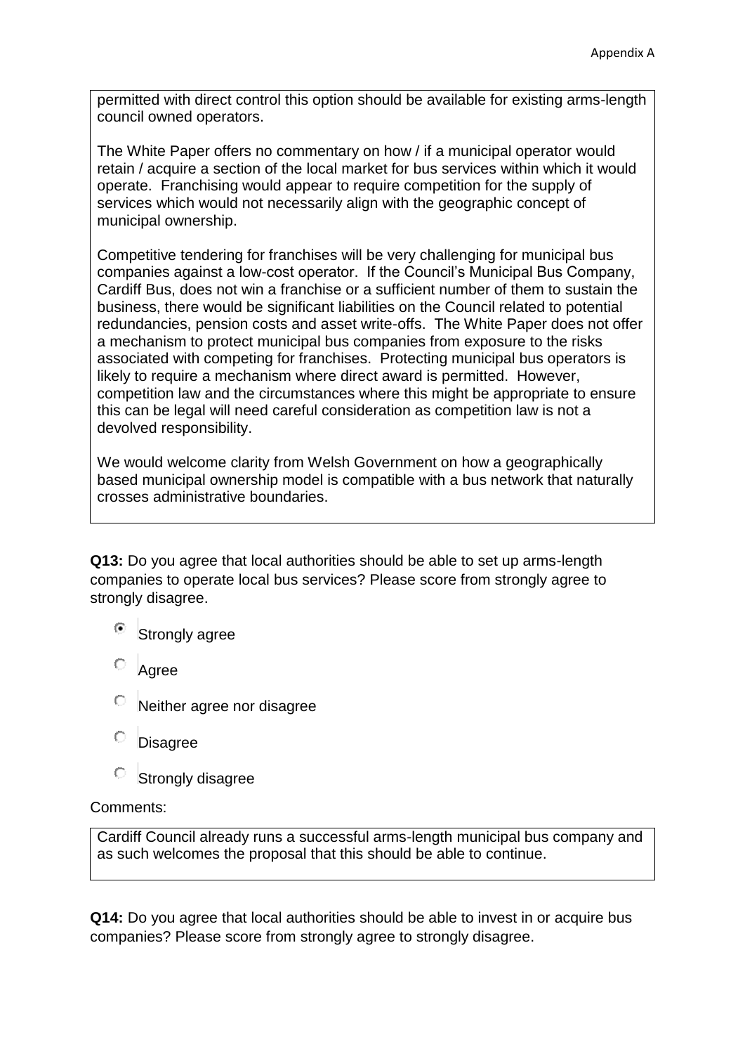permitted with direct control this option should be available for existing arms-length council owned operators.

The White Paper offers no commentary on how / if a municipal operator would retain / acquire a section of the local market for bus services within which it would operate. Franchising would appear to require competition for the supply of services which would not necessarily align with the geographic concept of municipal ownership.

Competitive tendering for franchises will be very challenging for municipal bus companies against a low-cost operator. If the Council's Municipal Bus Company, Cardiff Bus, does not win a franchise or a sufficient number of them to sustain the business, there would be significant liabilities on the Council related to potential redundancies, pension costs and asset write-offs. The White Paper does not offer a mechanism to protect municipal bus companies from exposure to the risks associated with competing for franchises. Protecting municipal bus operators is likely to require a mechanism where direct award is permitted. However, competition law and the circumstances where this might be appropriate to ensure this can be legal will need careful consideration as competition law is not a devolved responsibility.

We would welcome clarity from Welsh Government on how a geographically based municipal ownership model is compatible with a bus network that naturally crosses administrative boundaries.

**Q13:** Do you agree that local authorities should be able to set up arms-length companies to operate local bus services? Please score from strongly agree to strongly disagree.

- ◉ Strongly agree
- ○ Agree
- ○ Neither agree nor disagree
- ○ Disagree
- ○ Strongly disagree

Comments:

Cardiff Council already runs a successful arms-length municipal bus company and as such welcomes the proposal that this should be able to continue.

**Q14:** Do you agree that local authorities should be able to invest in or acquire bus companies? Please score from strongly agree to strongly disagree.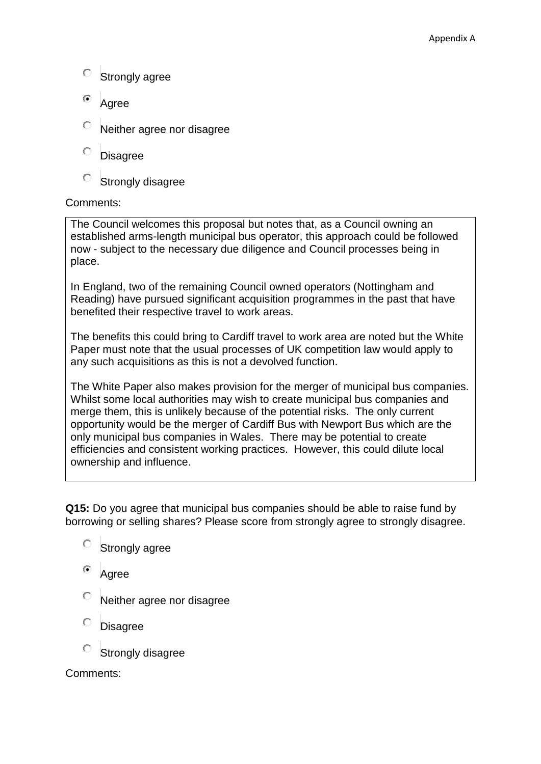- ○ Strongly agree
- ◉ Agree
- ○ Neither agree nor disagree
- ○ Disagree
- ○ Strongly disagree

Comments:

The Council welcomes this proposal but notes that, as a Council owning an established arms-length municipal bus operator, this approach could be followed now - subject to the necessary due diligence and Council processes being in place.

In England, two of the remaining Council owned operators (Nottingham and Reading) have pursued significant acquisition programmes in the past that have benefited their respective travel to work areas.

The benefits this could bring to Cardiff travel to work area are noted but the White Paper must note that the usual processes of UK competition law would apply to any such acquisitions as this is not a devolved function.

The White Paper also makes provision for the merger of municipal bus companies. Whilst some local authorities may wish to create municipal bus companies and merge them, this is unlikely because of the potential risks. The only current opportunity would be the merger of Cardiff Bus with Newport Bus which are the only municipal bus companies in Wales. There may be potential to create efficiencies and consistent working practices. However, this could dilute local ownership and influence.

**Q15:** Do you agree that municipal bus companies should be able to raise fund by borrowing or selling shares? Please score from strongly agree to strongly disagree.

- ○ Strongly agree
- ◉ Agree
- ○ Neither agree nor disagree
- ○ Disagree
- ○ Strongly disagree

Comments: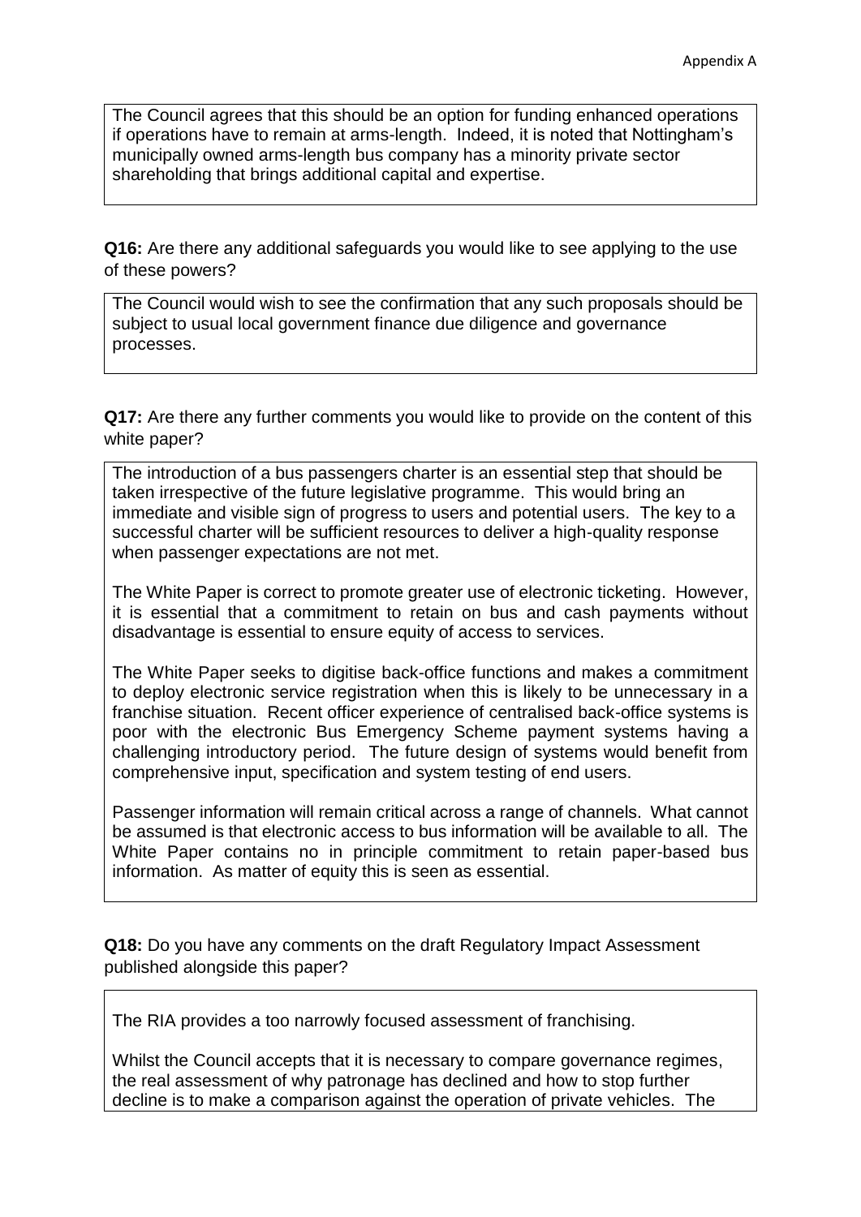The Council agrees that this should be an option for funding enhanced operations if operations have to remain at arms-length. Indeed, it is noted that Nottingham's municipally owned arms-length bus company has a minority private sector shareholding that brings additional capital and expertise.

**Q16:** Are there any additional safeguards you would like to see applying to the use of these powers?

The Council would wish to see the confirmation that any such proposals should be subject to usual local government finance due diligence and governance processes.

**Q17:** Are there any further comments you would like to provide on the content of this white paper?

The introduction of a bus passengers charter is an essential step that should be taken irrespective of the future legislative programme. This would bring an immediate and visible sign of progress to users and potential users. The key to a successful charter will be sufficient resources to deliver a high-quality response when passenger expectations are not met.

The White Paper is correct to promote greater use of electronic ticketing. However, it is essential that a commitment to retain on bus and cash payments without disadvantage is essential to ensure equity of access to services.

The White Paper seeks to digitise back-office functions and makes a commitment to deploy electronic service registration when this is likely to be unnecessary in a franchise situation. Recent officer experience of centralised back-office systems is poor with the electronic Bus Emergency Scheme payment systems having a challenging introductory period. The future design of systems would benefit from comprehensive input, specification and system testing of end users.

Passenger information will remain critical across a range of channels. What cannot be assumed is that electronic access to bus information will be available to all. The White Paper contains no in principle commitment to retain paper-based bus information. As matter of equity this is seen as essential.

**Q18:** Do you have any comments on the draft Regulatory Impact Assessment published alongside this paper?

The RIA provides a too narrowly focused assessment of franchising.

Whilst the Council accepts that it is necessary to compare governance regimes, the real assessment of why patronage has declined and how to stop further decline is to make a comparison against the operation of private vehicles. The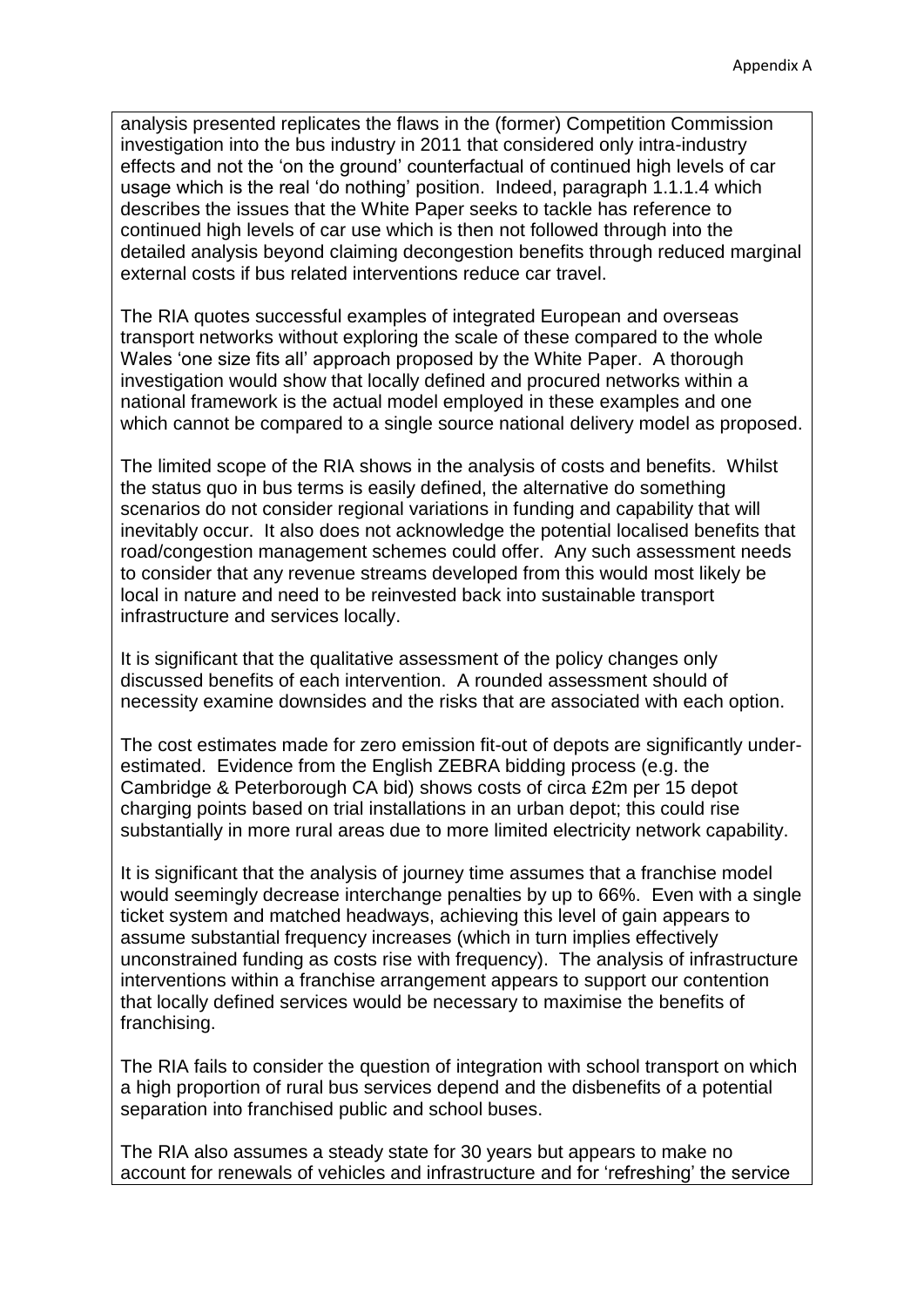analysis presented replicates the flaws in the (former) Competition Commission investigation into the bus industry in 2011 that considered only intra-industry effects and not the 'on the ground' counterfactual of continued high levels of car usage which is the real 'do nothing' position. Indeed, paragraph 1.1.1.4 which describes the issues that the White Paper seeks to tackle has reference to continued high levels of car use which is then not followed through into the detailed analysis beyond claiming decongestion benefits through reduced marginal external costs if bus related interventions reduce car travel.

The RIA quotes successful examples of integrated European and overseas transport networks without exploring the scale of these compared to the whole Wales 'one size fits all' approach proposed by the White Paper. A thorough investigation would show that locally defined and procured networks within a national framework is the actual model employed in these examples and one which cannot be compared to a single source national delivery model as proposed.

The limited scope of the RIA shows in the analysis of costs and benefits. Whilst the status quo in bus terms is easily defined, the alternative do something scenarios do not consider regional variations in funding and capability that will inevitably occur. It also does not acknowledge the potential localised benefits that road/congestion management schemes could offer. Any such assessment needs to consider that any revenue streams developed from this would most likely be local in nature and need to be reinvested back into sustainable transport infrastructure and services locally.

It is significant that the qualitative assessment of the policy changes only discussed benefits of each intervention. A rounded assessment should of necessity examine downsides and the risks that are associated with each option.

The cost estimates made for zero emission fit-out of depots are significantly under-estimated. Evidence from the English ZEBRA bidding process (e.g. the Cambridge & Peterborough CA bid) shows costs of circa £2m per 15 depot charging points based on trial installations in an urban depot; this could rise substantially in more rural areas due to more limited electricity network capability.

It is significant that the analysis of journey time assumes that a franchise model would seemingly decrease interchange penalties by up to 66%. Even with a single ticket system and matched headways, achieving this level of gain appears to assume substantial frequency increases (which in turn implies effectively unconstrained funding as costs rise with frequency). The analysis of infrastructure interventions within a franchise arrangement appears to support our contention that locally defined services would be necessary to maximise the benefits of franchising.

The RIA fails to consider the question of integration with school transport on which a high proportion of rural bus services depend and the disbenefits of a potential separation into franchised public and school buses.

The RIA also assumes a steady state for 30 years but appears to make no account for renewals of vehicles and infrastructure and for 'refreshing' the service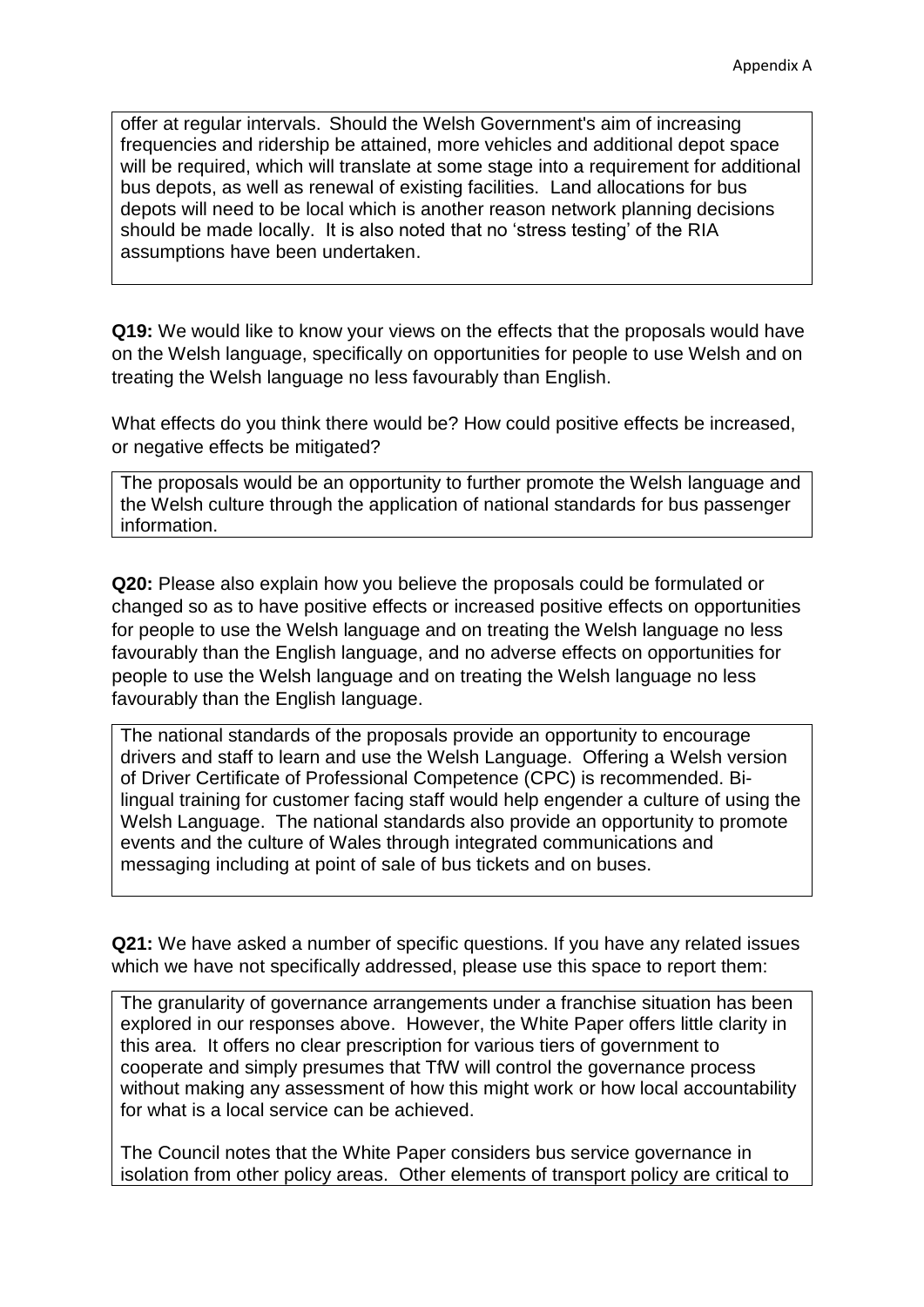offer at regular intervals. Should the Welsh Government's aim of increasing frequencies and ridership be attained, more vehicles and additional depot space will be required, which will translate at some stage into a requirement for additional bus depots, as well as renewal of existing facilities. Land allocations for bus depots will need to be local which is another reason network planning decisions should be made locally. It is also noted that no 'stress testing' of the RIA assumptions have been undertaken.

**Q19:** We would like to know your views on the effects that the proposals would have on the Welsh language, specifically on opportunities for people to use Welsh and on treating the Welsh language no less favourably than English.

What effects do you think there would be? How could positive effects be increased, or negative effects be mitigated?

The proposals would be an opportunity to further promote the Welsh language and the Welsh culture through the application of national standards for bus passenger information.

**Q20:** Please also explain how you believe the proposals could be formulated or changed so as to have positive effects or increased positive effects on opportunities for people to use the Welsh language and on treating the Welsh language no less favourably than the English language, and no adverse effects on opportunities for people to use the Welsh language and on treating the Welsh language no less favourably than the English language.

The national standards of the proposals provide an opportunity to encourage drivers and staff to learn and use the Welsh Language. Offering a Welsh version of Driver Certificate of Professional Competence (CPC) is recommended. Bi-lingual training for customer facing staff would help engender a culture of using the Welsh Language. The national standards also provide an opportunity to promote events and the culture of Wales through integrated communications and messaging including at point of sale of bus tickets and on buses.

**Q21:** We have asked a number of specific questions. If you have any related issues which we have not specifically addressed, please use this space to report them:

The granularity of governance arrangements under a franchise situation has been explored in our responses above. However, the White Paper offers little clarity in this area. It offers no clear prescription for various tiers of government to cooperate and simply presumes that TfW will control the governance process without making any assessment of how this might work or how local accountability for what is a local service can be achieved.

The Council notes that the White Paper considers bus service governance in isolation from other policy areas. Other elements of transport policy are critical to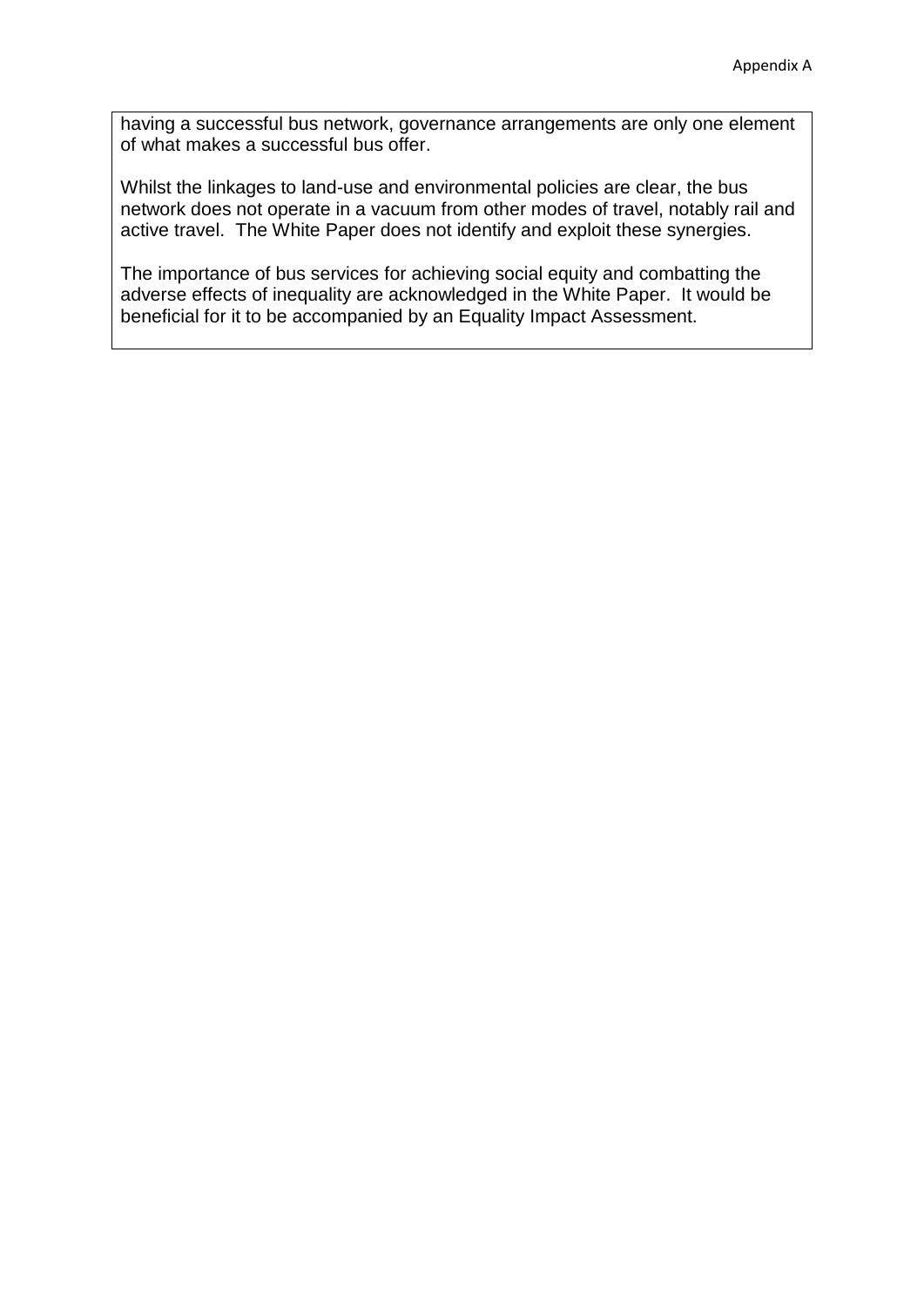having a successful bus network, governance arrangements are only one element of what makes a successful bus offer.

Whilst the linkages to land-use and environmental policies are clear, the bus network does not operate in a vacuum from other modes of travel, notably rail and active travel. The White Paper does not identify and exploit these synergies.

The importance of bus services for achieving social equity and combatting the adverse effects of inequality are acknowledged in the White Paper. It would be beneficial for it to be accompanied by an Equality Impact Assessment.